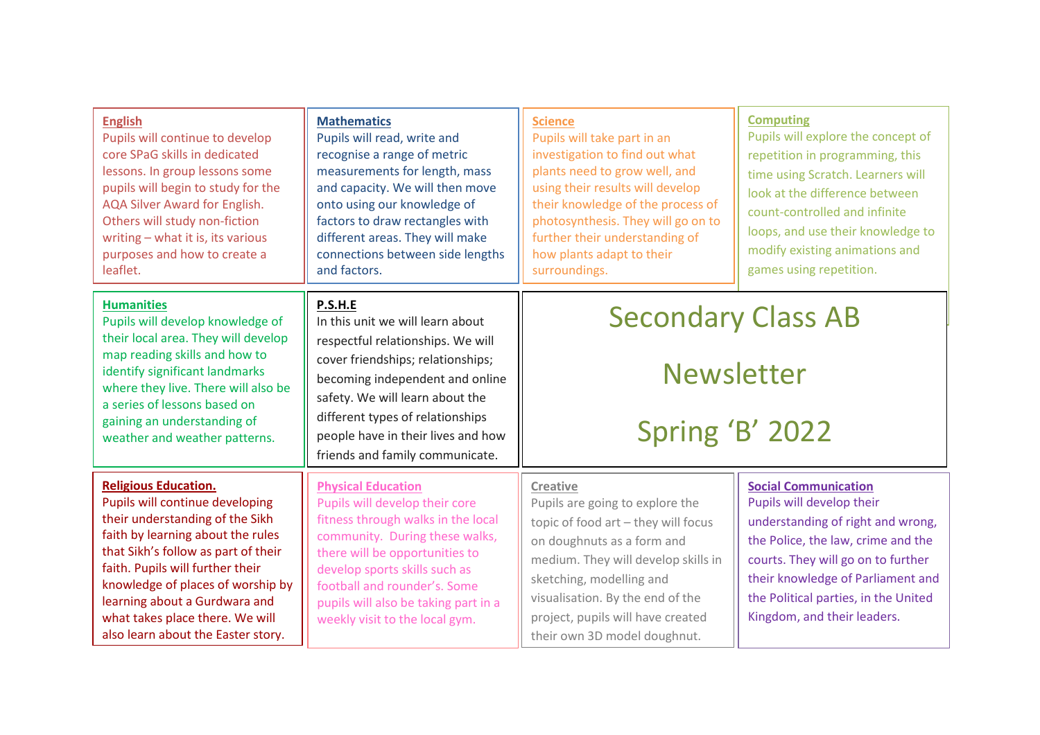# Secondary Class AB

# Newsletter

# Spring 'B' 2022

## English

Pupils will continue to develop core SPaG skills in dedicated lessons. In group lessons some pupils will begin to study for the AQA Silver Award for English. Others will study non-fiction writing – what it is, its various purposes and how to create a leaflet.

## Mathematics

Pupils will read, write and recognise a range of metric measurements for length, mass and capacity. We will then move onto using our knowledge of factors to draw rectangles with different areas. They will make connections between side lengths and factors.

## Science

Pupils will take part in an investigation to find out what plants need to grow well, and using their results will develop their knowledge of the process of photosynthesis. They will go on to further their understanding of how plants adapt to their surroundings.

## Computing

Pupils will explore the concept of repetition in programming, this time using Scratch. Learners will look at the difference between count-controlled and infinite loops, and use their knowledge to modify existing animations and games using repetition.

## Humanities

Pupils will develop knowledge of their local area. They will develop map reading skills and how to identify significant landmarks where they live. There will also be a series of lessons based on gaining an understanding of weather and weather patterns.

## P.S.H.E

In this unit we will learn about respectful relationships. We will cover friendships; relationships; becoming independent and online safety. We will learn about the different types of relationships people have in their lives and how friends and family communicate.

## Religious Education.

Pupils will continue developing their understanding of the Sikh faith by learning about the rules that Sikh's follow as part of their faith. Pupils will further their knowledge of places of worship by learning about a Gurdwara and what takes place there. We will also learn about the Easter story.

## Physical Education

Pupils will develop their core fitness through walks in the local community. During these walks, there will be opportunities to develop sports skills such as football and rounder's. Some pupils will also be taking part in a weekly visit to the local gym.

## Creative

Pupils are going to explore the topic of food art – they will focus on doughnuts as a form and medium. They will develop skills in sketching, modelling and visualisation. By the end of the project, pupils will have created their own 3D model doughnut.

## Social Communication

Pupils will develop their understanding of right and wrong, the Police, the law, crime and the courts. They will go on to further their knowledge of Parliament and the Political parties, in the United Kingdom, and their leaders.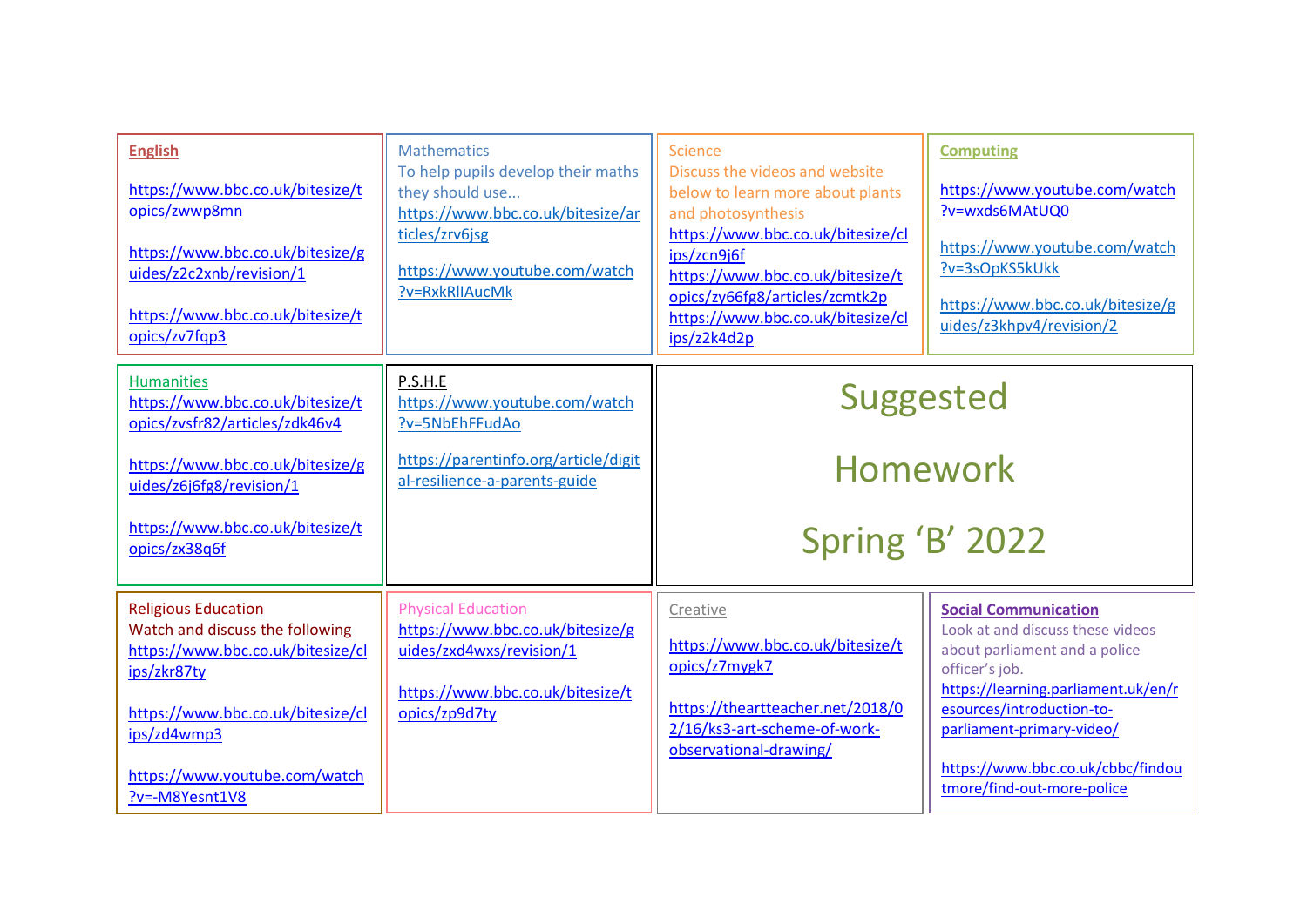# Suggested Homework

# Spring 'B' 2022

## English

https://www.bbc.co.uk/bitesize/topics/zwwp8mn

https://www.bbc.co.uk/bitesize/guides/z2c2xnb/revision/1

https://www.bbc.co.uk/bitesize/topics/zv7fqp3

## Mathematics

To help pupils develop their maths they should use...

https://www.bbc.co.uk/bitesize/articles/zrv6jsg

https://www.youtube.com/watch?v=RxkRlIAucMk

## Science

Discuss the videos and website below to learn more about plants and photosynthesis

https://www.bbc.co.uk/bitesize/clips/zcn9j6f
https://www.bbc.co.uk/bitesize/topics/zy66fg8/articles/zcmtk2p
https://www.bbc.co.uk/bitesize/clips/z2k4d2p

## Computing

https://www.youtube.com/watch?v=wxds6MAtUQ0

https://www.youtube.com/watch?v=3sOpKS5kUkk

https://www.bbc.co.uk/bitesize/guides/z3khpv4/revision/2

## Humanities

https://www.bbc.co.uk/bitesize/topics/zvsfr82/articles/zdk46v4

https://www.bbc.co.uk/bitesize/guides/z6j6fg8/revision/1

https://www.bbc.co.uk/bitesize/topics/zx38q6f

## P.S.H.E

https://www.youtube.com/watch?v=5NbEhFFudAo

https://parentinfo.org/article/digital-resilience-a-parents-guide

## Religious Education

Watch and discuss the following

https://www.bbc.co.uk/bitesize/clips/zkr87ty

https://www.bbc.co.uk/bitesize/clips/zd4wmp3

https://www.youtube.com/watch?v=-M8Yesnt1V8

## Physical Education

https://www.bbc.co.uk/bitesize/guides/zxd4wxs/revision/1

https://www.bbc.co.uk/bitesize/topics/zp9d7ty

## Creative

https://www.bbc.co.uk/bitesize/topics/z7mygk7

https://theartteacher.net/2018/02/16/ks3-art-scheme-of-work-observational-drawing/

## Social Communication

Look at and discuss these videos about parliament and a police officer's job.

https://learning.parliament.uk/en/resources/introduction-to-parliament-primary-video/

https://www.bbc.co.uk/cbbc/findoutmore/find-out-more-police